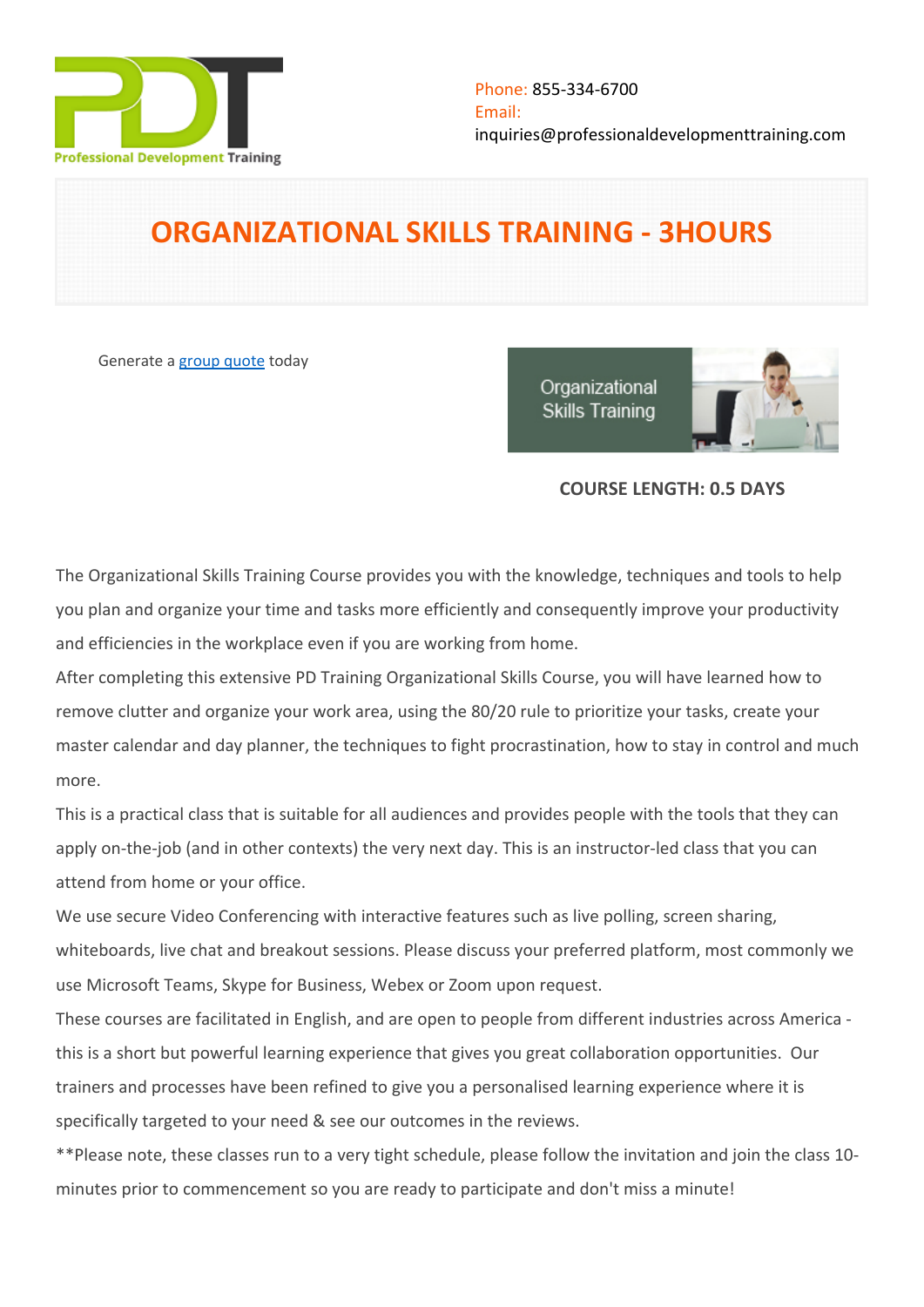Phone: 855-334-6700
Email:
inquiries@professionaldevelopmenttraining.com

# ORGANIZATIONAL SKILLS TRAINING - 3HOURS

Generate a [group quote](group quote) today

**COURSE LENGTH: 0.5 DAYS**

The Organizational Skills Training Course provides you with the knowledge, techniques and tools to help you plan and organize your time and tasks more efficiently and consequently improve your productivity and efficiencies in the workplace even if you are working from home.

After completing this extensive PD Training Organizational Skills Course, you will have learned how to remove clutter and organize your work area, using the 80/20 rule to prioritize your tasks, create your master calendar and day planner, the techniques to fight procrastination, how to stay in control and much more.

This is a practical class that is suitable for all audiences and provides people with the tools that they can apply on-the-job (and in other contexts) the very next day. This is an instructor-led class that you can attend from home or your office.

We use secure Video Conferencing with interactive features such as live polling, screen sharing, whiteboards, live chat and breakout sessions. Please discuss your preferred platform, most commonly we use Microsoft Teams, Skype for Business, Webex or Zoom upon request.

These courses are facilitated in English, and are open to people from different industries across America - this is a short but powerful learning experience that gives you great collaboration opportunities. Our trainers and processes have been refined to give you a personalised learning experience where it is specifically targeted to your need & see our outcomes in the reviews.

**Please note, these classes run to a very tight schedule, please follow the invitation and join the class 10-minutes prior to commencement so you are ready to participate and don't miss a minute!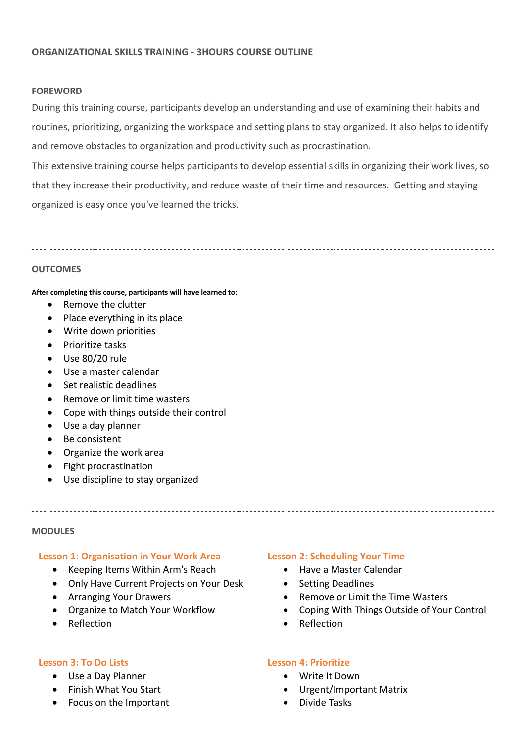## ORGANIZATIONAL SKILLS TRAINING - 3HOURS COURSE OUTLINE

### FOREWORD

During this training course, participants develop an understanding and use of examining their habits and routines, prioritizing, organizing the workspace and setting plans to stay organized. It also helps to identify and remove obstacles to organization and productivity such as procrastination.

This extensive training course helps participants to develop essential skills in organizing their work lives, so that they increase their productivity, and reduce waste of their time and resources.  Getting and staying organized is easy once you've learned the tricks.

### OUTCOMES

**After completing this course, participants will have learned to:**

- Remove the clutter
- Place everything in its place
- Write down priorities
- Prioritize tasks
- Use 80/20 rule
- Use a master calendar
- Set realistic deadlines
- Remove or limit time wasters
- Cope with things outside their control
- Use a day planner
- Be consistent
- Organize the work area
- Fight procrastination
- Use discipline to stay organized

### MODULES

#### Lesson 1: Organisation in Your Work Area

- Keeping Items Within Arm's Reach
- Only Have Current Projects on Your Desk
- Arranging Your Drawers
- Organize to Match Your Workflow
- Reflection

#### Lesson 2: Scheduling Your Time

- Have a Master Calendar
- Setting Deadlines
- Remove or Limit the Time Wasters
- Coping With Things Outside of Your Control
- Reflection

#### Lesson 3: To Do Lists

- Use a Day Planner
- Finish What You Start
- Focus on the Important

#### Lesson 4: Prioritize

- Write It Down
- Urgent/Important Matrix
- Divide Tasks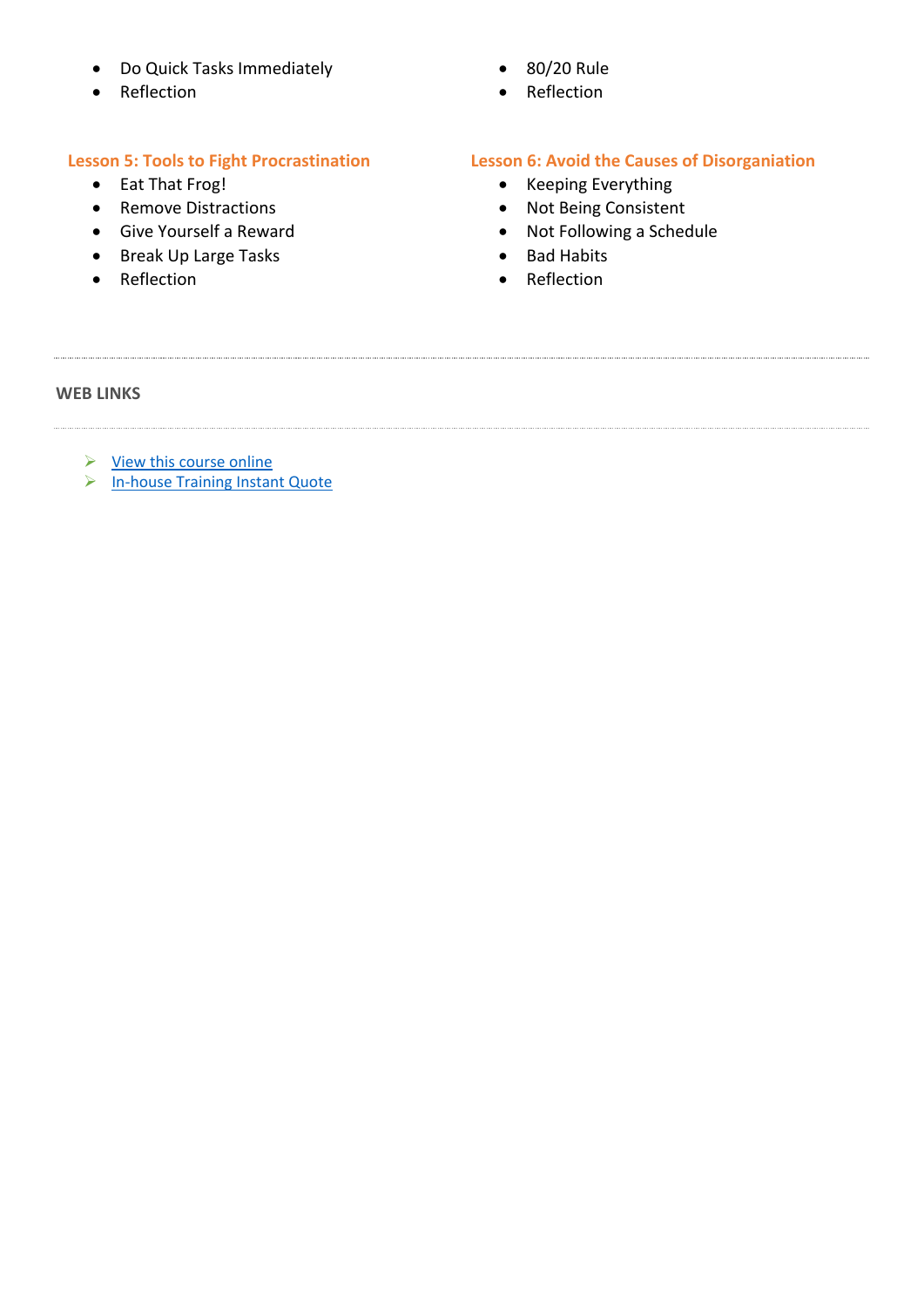- Do Quick Tasks Immediately
- Reflection

- 80/20 Rule
- Reflection

### Lesson 5: Tools to Fight Procrastination

- Eat That Frog!
- Remove Distractions
- Give Yourself a Reward
- Break Up Large Tasks
- Reflection

### Lesson 6: Avoid the Causes of Disorganiation

- Keeping Everything
- Not Being Consistent
- Not Following a Schedule
- Bad Habits
- Reflection

---

## WEB LINKS

---

- View this course online
- In-house Training Instant Quote